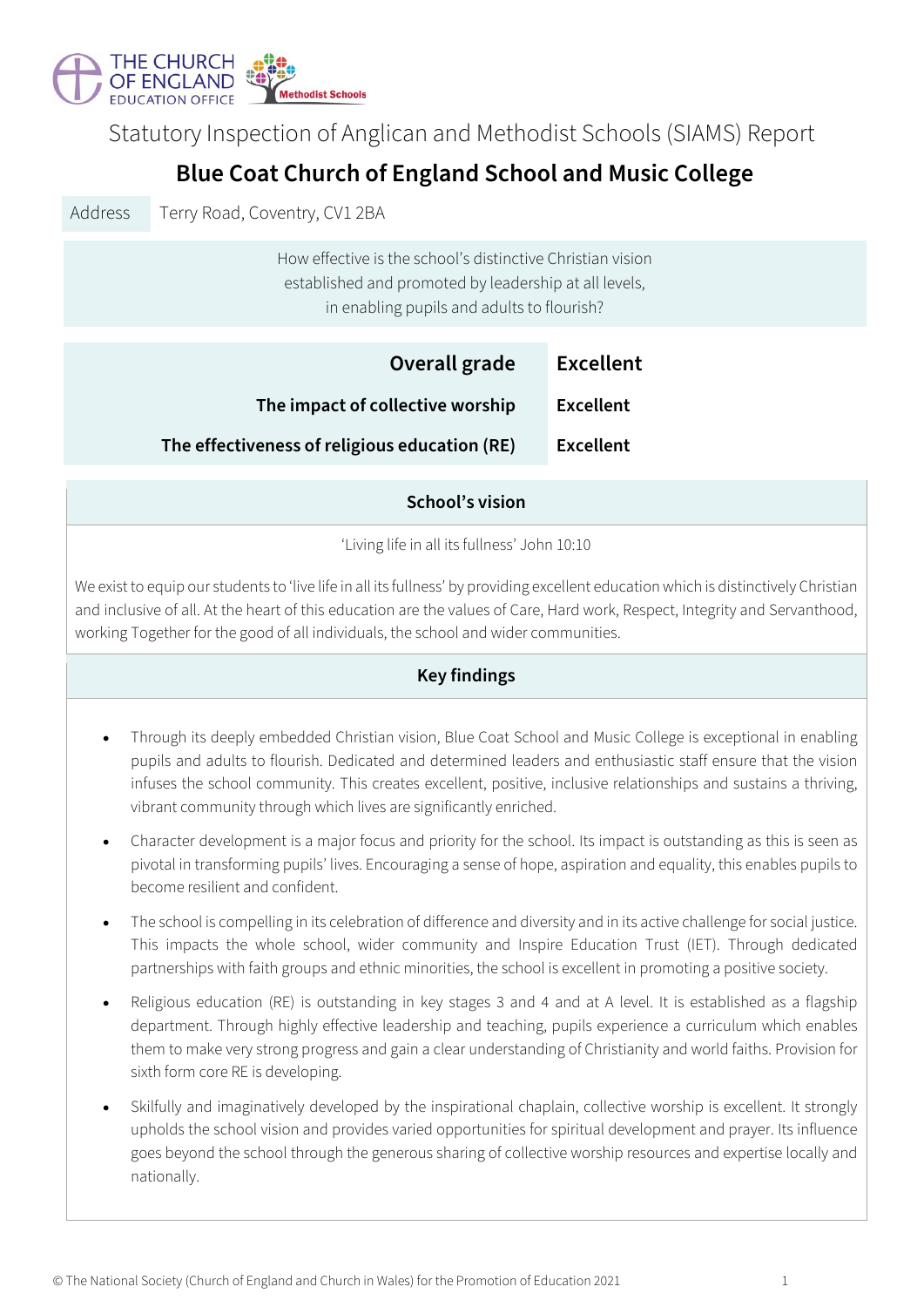THE CHURCH OF ENGLAND EDUCATION OFFICE

Methodist Schools

Statutory Inspection of Anglican and Methodist Schools (SIAMS) Report

# Blue Coat Church of England School and Music College

| Address | Terry Road, Coventry, CV1 2BA |
|---|---|

How effective is the school's distinctive Christian vision established and promoted by leadership at all levels, in enabling pupils and adults to flourish?

| | |
|---|---|
| **Overall grade** | **Excellent** |
| **The impact of collective worship** | **Excellent** |
| **The effectiveness of religious education (RE)** | **Excellent** |

## School's vision

'Living life in all its fullness' John 10:10

We exist to equip our students to 'live life in all its fullness' by providing excellent education which is distinctively Christian and inclusive of all. At the heart of this education are the values of Care, Hard work, Respect, Integrity and Servanthood, working Together for the good of all individuals, the school and wider communities.

## Key findings

- Through its deeply embedded Christian vision, Blue Coat School and Music College is exceptional in enabling pupils and adults to flourish. Dedicated and determined leaders and enthusiastic staff ensure that the vision infuses the school community. This creates excellent, positive, inclusive relationships and sustains a thriving, vibrant community through which lives are significantly enriched.
- Character development is a major focus and priority for the school. Its impact is outstanding as this is seen as pivotal in transforming pupils' lives. Encouraging a sense of hope, aspiration and equality, this enables pupils to become resilient and confident.
- The school is compelling in its celebration of difference and diversity and in its active challenge for social justice. This impacts the whole school, wider community and Inspire Education Trust (IET). Through dedicated partnerships with faith groups and ethnic minorities, the school is excellent in promoting a positive society.
- Religious education (RE) is outstanding in key stages 3 and 4 and at A level. It is established as a flagship department. Through highly effective leadership and teaching, pupils experience a curriculum which enables them to make very strong progress and gain a clear understanding of Christianity and world faiths. Provision for sixth form core RE is developing.
- Skilfully and imaginatively developed by the inspirational chaplain, collective worship is excellent. It strongly upholds the school vision and provides varied opportunities for spiritual development and prayer. Its influence goes beyond the school through the generous sharing of collective worship resources and expertise locally and nationally.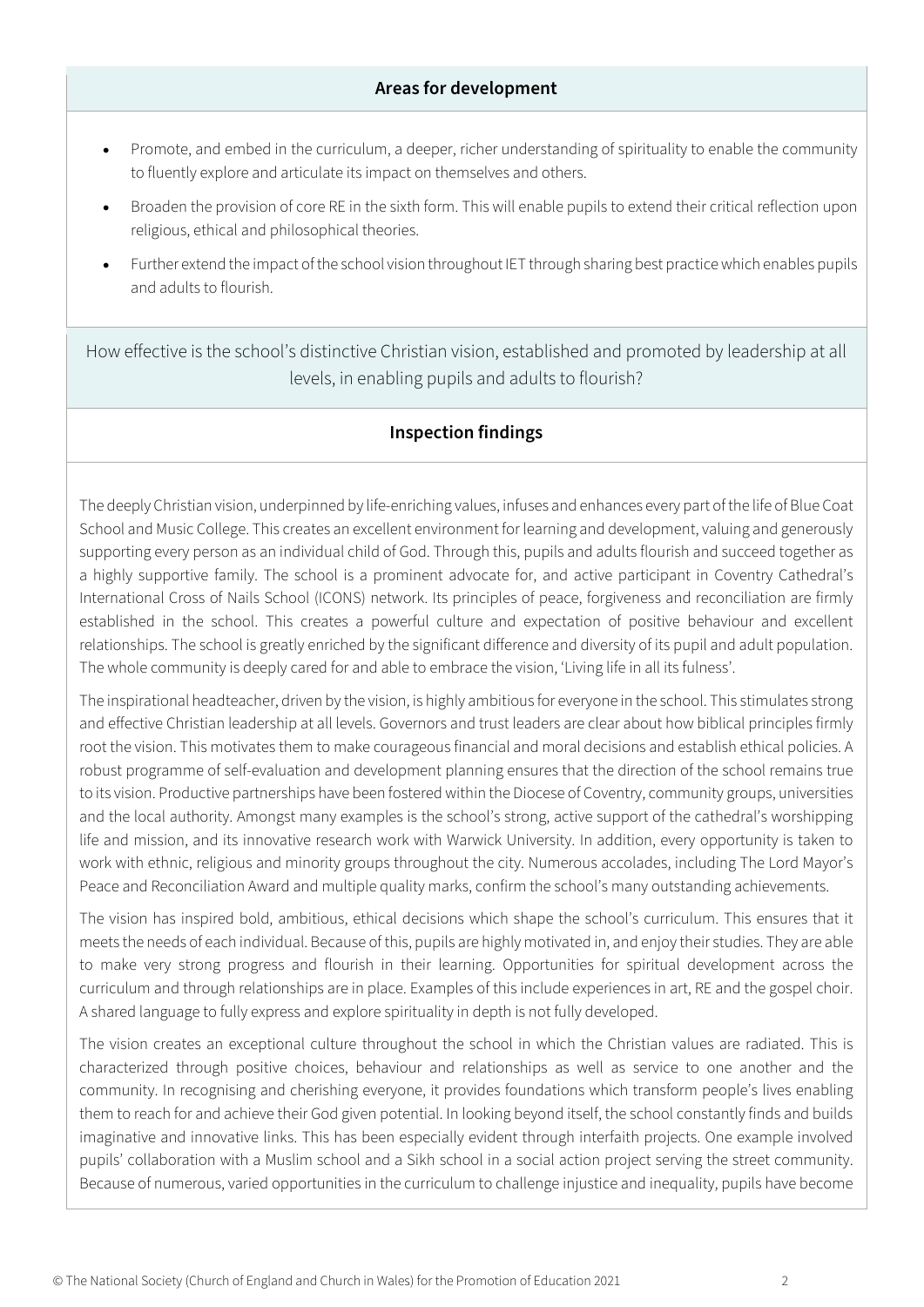## Areas for development

- Promote, and embed in the curriculum, a deeper, richer understanding of spirituality to enable the community to fluently explore and articulate its impact on themselves and others.
- Broaden the provision of core RE in the sixth form. This will enable pupils to extend their critical reflection upon religious, ethical and philosophical theories.
- Further extend the impact of the school vision throughout IET through sharing best practice which enables pupils and adults to flourish.

## How effective is the school's distinctive Christian vision, established and promoted by leadership at all levels, in enabling pupils and adults to flourish?

### Inspection findings

The deeply Christian vision, underpinned by life-enriching values, infuses and enhances every part of the life of Blue Coat School and Music College. This creates an excellent environment for learning and development, valuing and generously supporting every person as an individual child of God. Through this, pupils and adults flourish and succeed together as a highly supportive family. The school is a prominent advocate for, and active participant in Coventry Cathedral's International Cross of Nails School (ICONS) network. Its principles of peace, forgiveness and reconciliation are firmly established in the school. This creates a powerful culture and expectation of positive behaviour and excellent relationships. The school is greatly enriched by the significant difference and diversity of its pupil and adult population. The whole community is deeply cared for and able to embrace the vision, 'Living life in all its fulness'.

The inspirational headteacher, driven by the vision, is highly ambitious for everyone in the school. This stimulates strong and effective Christian leadership at all levels. Governors and trust leaders are clear about how biblical principles firmly root the vision. This motivates them to make courageous financial and moral decisions and establish ethical policies. A robust programme of self-evaluation and development planning ensures that the direction of the school remains true to its vision. Productive partnerships have been fostered within the Diocese of Coventry, community groups, universities and the local authority. Amongst many examples is the school's strong, active support of the cathedral's worshipping life and mission, and its innovative research work with Warwick University. In addition, every opportunity is taken to work with ethnic, religious and minority groups throughout the city. Numerous accolades, including The Lord Mayor's Peace and Reconciliation Award and multiple quality marks, confirm the school's many outstanding achievements.

The vision has inspired bold, ambitious, ethical decisions which shape the school's curriculum. This ensures that it meets the needs of each individual. Because of this, pupils are highly motivated in, and enjoy their studies. They are able to make very strong progress and flourish in their learning. Opportunities for spiritual development across the curriculum and through relationships are in place. Examples of this include experiences in art, RE and the gospel choir. A shared language to fully express and explore spirituality in depth is not fully developed.

The vision creates an exceptional culture throughout the school in which the Christian values are radiated. This is characterized through positive choices, behaviour and relationships as well as service to one another and the community. In recognising and cherishing everyone, it provides foundations which transform people's lives enabling them to reach for and achieve their God given potential. In looking beyond itself, the school constantly finds and builds imaginative and innovative links. This has been especially evident through interfaith projects. One example involved pupils' collaboration with a Muslim school and a Sikh school in a social action project serving the street community. Because of numerous, varied opportunities in the curriculum to challenge injustice and inequality, pupils have become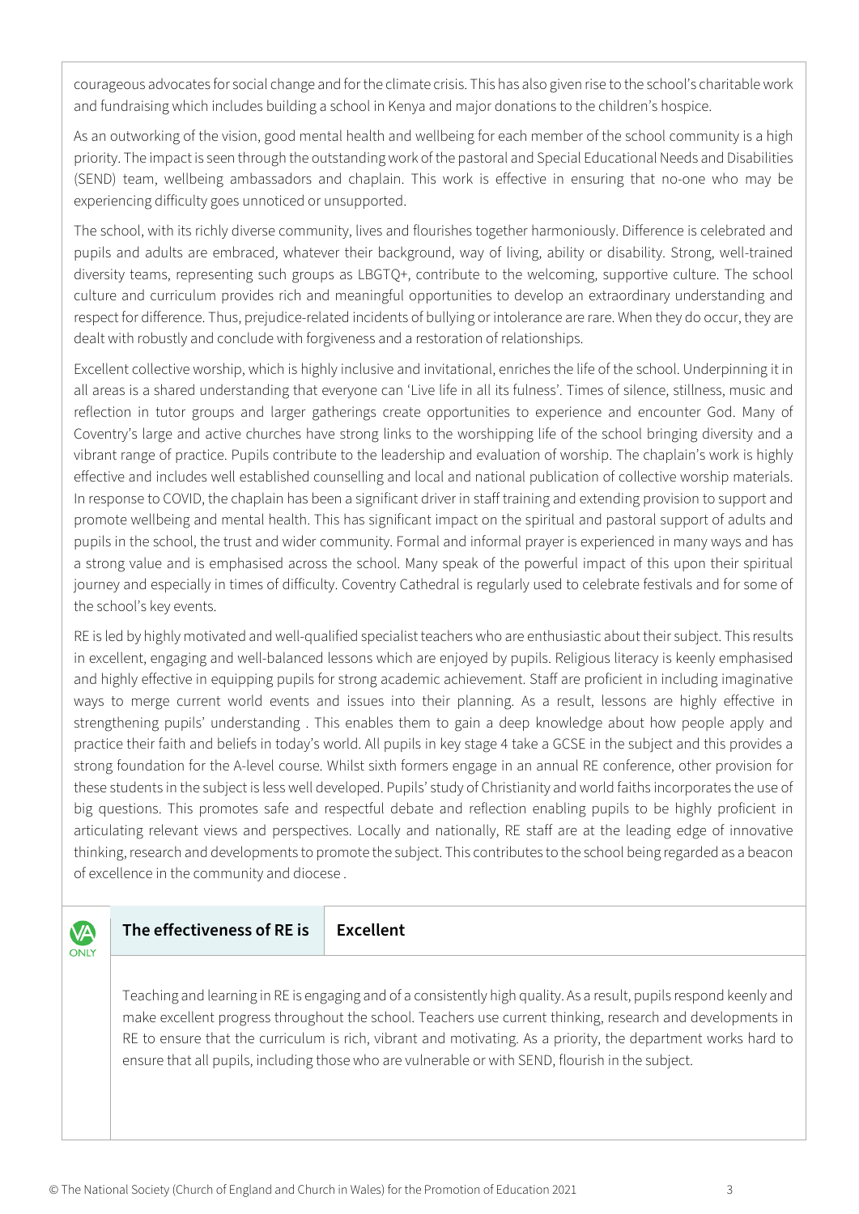courageous advocates for social change and for the climate crisis. This has also given rise to the school's charitable work and fundraising which includes building a school in Kenya and major donations to the children's hospice.

As an outworking of the vision, good mental health and wellbeing for each member of the school community is a high priority. The impact is seen through the outstanding work of the pastoral and Special Educational Needs and Disabilities (SEND) team, wellbeing ambassadors and chaplain. This work is effective in ensuring that no-one who may be experiencing difficulty goes unnoticed or unsupported.

The school, with its richly diverse community, lives and flourishes together harmoniously. Difference is celebrated and pupils and adults are embraced, whatever their background, way of living, ability or disability. Strong, well-trained diversity teams, representing such groups as LBGTQ+, contribute to the welcoming, supportive culture. The school culture and curriculum provides rich and meaningful opportunities to develop an extraordinary understanding and respect for difference. Thus, prejudice-related incidents of bullying or intolerance are rare. When they do occur, they are dealt with robustly and conclude with forgiveness and a restoration of relationships.

Excellent collective worship, which is highly inclusive and invitational, enriches the life of the school. Underpinning it in all areas is a shared understanding that everyone can 'Live life in all its fulness'. Times of silence, stillness, music and reflection in tutor groups and larger gatherings create opportunities to experience and encounter God. Many of Coventry's large and active churches have strong links to the worshipping life of the school bringing diversity and a vibrant range of practice. Pupils contribute to the leadership and evaluation of worship. The chaplain's work is highly effective and includes well established counselling and local and national publication of collective worship materials. In response to COVID, the chaplain has been a significant driver in staff training and extending provision to support and promote wellbeing and mental health. This has significant impact on the spiritual and pastoral support of adults and pupils in the school, the trust and wider community. Formal and informal prayer is experienced in many ways and has a strong value and is emphasised across the school. Many speak of the powerful impact of this upon their spiritual journey and especially in times of difficulty. Coventry Cathedral is regularly used to celebrate festivals and for some of the school's key events.

RE is led by highly motivated and well-qualified specialist teachers who are enthusiastic about their subject. This results in excellent, engaging and well-balanced lessons which are enjoyed by pupils. Religious literacy is keenly emphasised and highly effective in equipping pupils for strong academic achievement. Staff are proficient in including imaginative ways to merge current world events and issues into their planning. As a result, lessons are highly effective in strengthening pupils' understanding . This enables them to gain a deep knowledge about how people apply and practice their faith and beliefs in today's world. All pupils in key stage 4 take a GCSE in the subject and this provides a strong foundation for the A-level course. Whilst sixth formers engage in an annual RE conference, other provision for these students in the subject is less well developed. Pupils' study of Christianity and world faiths incorporates the use of big questions. This promotes safe and respectful debate and reflection enabling pupils to be highly proficient in articulating relevant views and perspectives. Locally and nationally, RE staff are at the leading edge of innovative thinking, research and developments to promote the subject. This contributes to the school being regarded as a beacon of excellence in the community and diocese .

VA ONLY

| **The effectiveness of RE is** | **Excellent** |
| --- | --- |

Teaching and learning in RE is engaging and of a consistently high quality. As a result, pupils respond keenly and make excellent progress throughout the school. Teachers use current thinking, research and developments in RE to ensure that the curriculum is rich, vibrant and motivating. As a priority, the department works hard to ensure that all pupils, including those who are vulnerable or with SEND, flourish in the subject.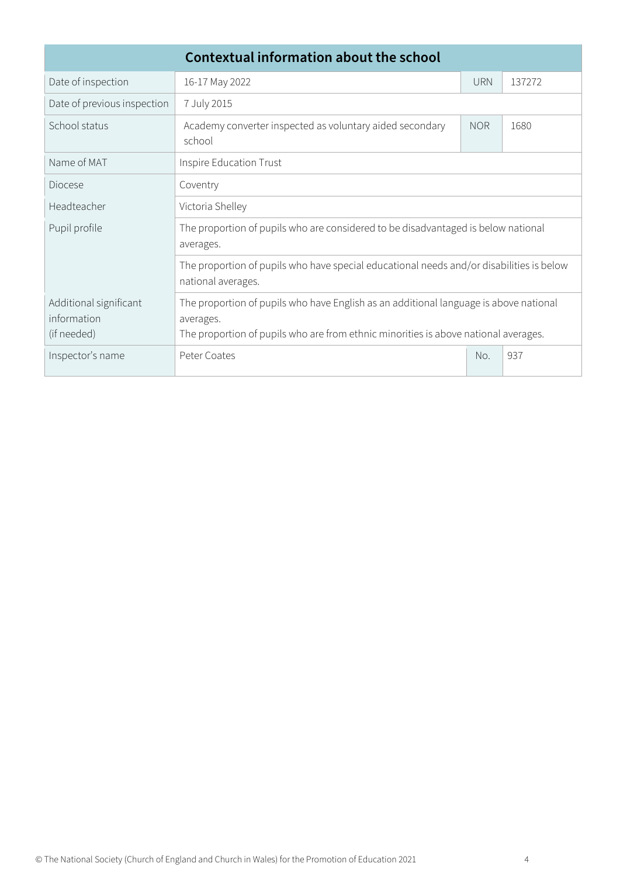## Contextual information about the school

| | | | |
|---|---|---|---|
| Date of inspection | 16-17 May 2022 | URN | 137272 |
| Date of previous inspection | 7 July 2015 | | |
| School status | Academy converter inspected as voluntary aided secondary school | NOR | 1680 |
| Name of MAT | Inspire Education Trust | | |
| Diocese | Coventry | | |
| Headteacher | Victoria Shelley | | |
| Pupil profile | The proportion of pupils who are considered to be disadvantaged is below national averages. | | |
| | The proportion of pupils who have special educational needs and/or disabilities is below national averages. | | |
| Additional significant information (if needed) | The proportion of pupils who have English as an additional language is above national averages. The proportion of pupils who are from ethnic minorities is above national averages. | | |
| Inspector's name | Peter Coates | No. | 937 |

© The National Society (Church of England and Church in Wales) for the Promotion of Education 2021